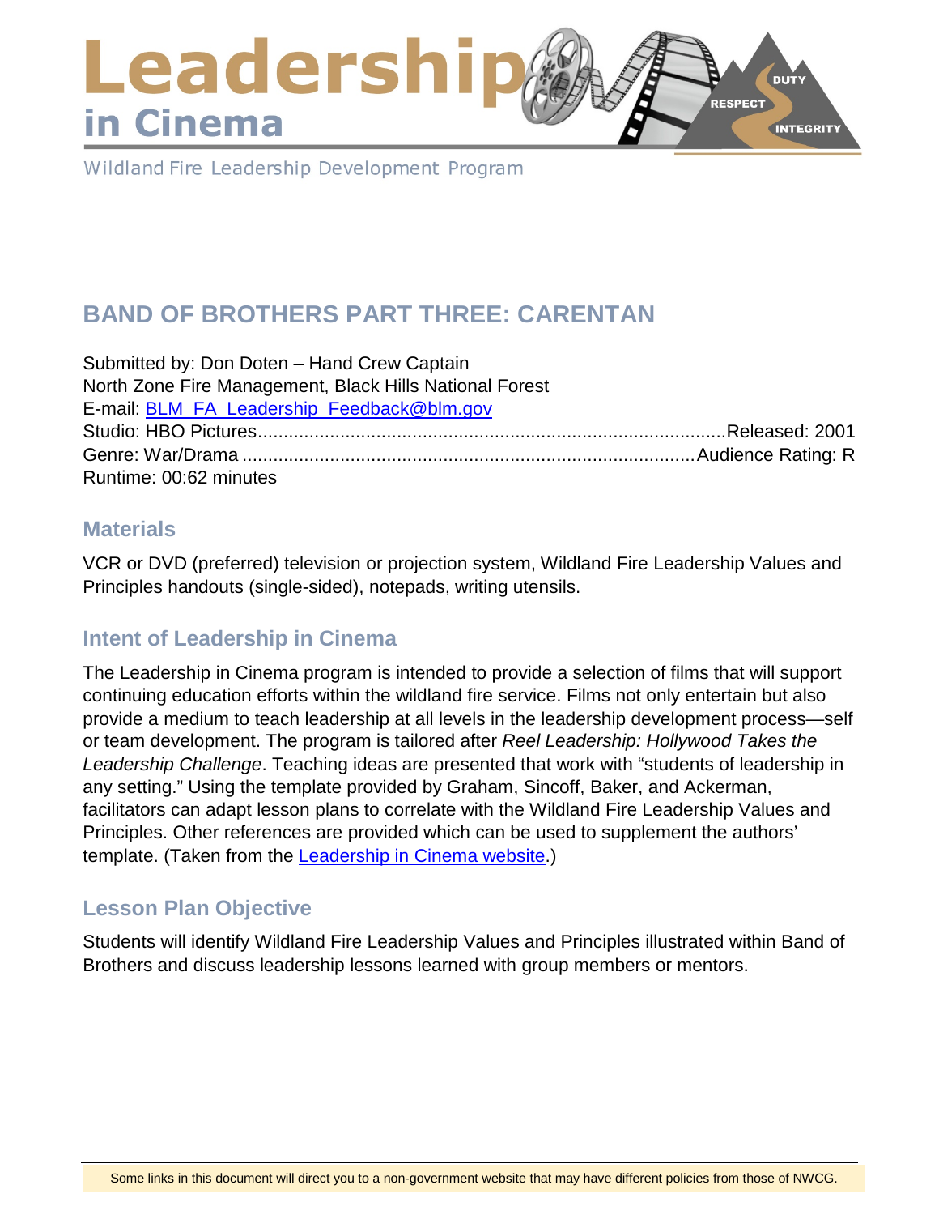# Leadership in Cinema

Wildland Fire Leadership Development Program

## BAND OF BROTHERS PART THREE: CARENTAN

Submitted by: Don Doten – Hand Crew Captain
North Zone Fire Management, Black Hills National Forest
E-mail: [BLM_FA_Leadership_Feedback@blm.gov](mailto:BLM_FA_Leadership_Feedback@blm.gov)
Studio: HBO Pictures.......................................................................................Released: 2001
Genre: War/Drama .......................................................................................Audience Rating: R
Runtime: 00:62 minutes

### Materials

VCR or DVD (preferred) television or projection system, Wildland Fire Leadership Values and Principles handouts (single-sided), notepads, writing utensils.

### Intent of Leadership in Cinema

The Leadership in Cinema program is intended to provide a selection of films that will support continuing education efforts within the wildland fire service. Films not only entertain but also provide a medium to teach leadership at all levels in the leadership development process—self or team development. The program is tailored after *Reel Leadership: Hollywood Takes the Leadership Challenge*. Teaching ideas are presented that work with "students of leadership in any setting." Using the template provided by Graham, Sincoff, Baker, and Ackerman, facilitators can adapt lesson plans to correlate with the Wildland Fire Leadership Values and Principles. Other references are provided which can be used to supplement the authors' template. (Taken from the Leadership in Cinema website.)

### Lesson Plan Objective

Students will identify Wildland Fire Leadership Values and Principles illustrated within Band of Brothers and discuss leadership lessons learned with group members or mentors.

Some links in this document will direct you to a non-government website that may have different policies from those of NWCG.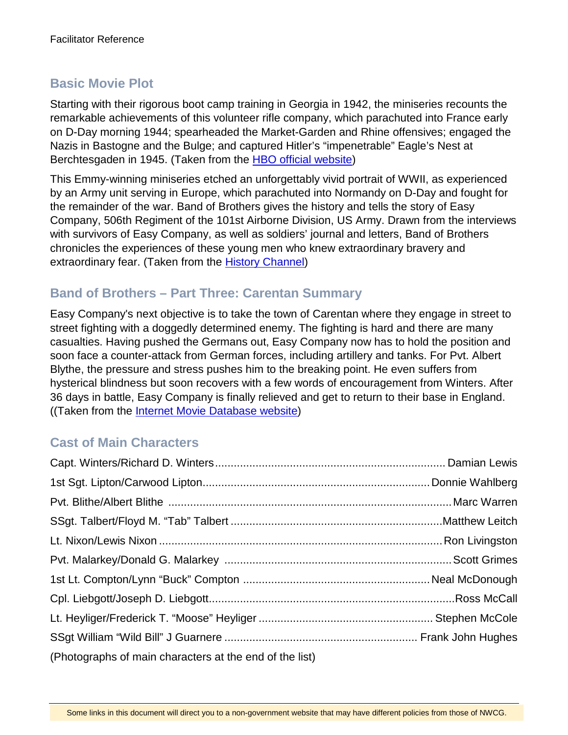## Basic Movie Plot

Starting with their rigorous boot camp training in Georgia in 1942, the miniseries recounts the remarkable achievements of this volunteer rifle company, which parachuted into France early on D-Day morning 1944; spearheaded the Market-Garden and Rhine offensives; engaged the Nazis in Bastogne and the Bulge; and captured Hitler's "impenetrable" Eagle's Nest at Berchtesgaden in 1945. (Taken from the [HBO official website](#))

This Emmy-winning miniseries etched an unforgettably vivid portrait of WWII, as experienced by an Army unit serving in Europe, which parachuted into Normandy on D-Day and fought for the remainder of the war. Band of Brothers gives the history and tells the story of Easy Company, 506th Regiment of the 101st Airborne Division, US Army. Drawn from the interviews with survivors of Easy Company, as well as soldiers' journal and letters, Band of Brothers chronicles the experiences of these young men who knew extraordinary bravery and extraordinary fear. (Taken from the [History Channel](#))

## Band of Brothers – Part Three: Carentan Summary

Easy Company's next objective is to take the town of Carentan where they engage in street to street fighting with a doggedly determined enemy. The fighting is hard and there are many casualties. Having pushed the Germans out, Easy Company now has to hold the position and soon face a counter-attack from German forces, including artillery and tanks. For Pvt. Albert Blythe, the pressure and stress pushes him to the breaking point. He even suffers from hysterical blindness but soon recovers with a few words of encouragement from Winters. After 36 days in battle, Easy Company is finally relieved and get to return to their base in England. ((Taken from the [Internet Movie Database website](#))

## Cast of Main Characters

Capt. Winters/Richard D. Winters........................................................................ Damian Lewis
1st Sgt. Lipton/Carwood Lipton........................................................................ Donnie Wahlberg
Pvt. Blithe/Albert Blithe ........................................................................ Marc Warren
SSgt. Talbert/Floyd M. "Tab" Talbert ........................................................................ Matthew Leitch
Lt. Nixon/Lewis Nixon ........................................................................ Ron Livingston
Pvt. Malarkey/Donald G. Malarkey ........................................................................ Scott Grimes
1st Lt. Compton/Lynn "Buck" Compton ........................................................................ Neal McDonough
Cpl. Liebgott/Joseph D. Liebgott........................................................................ Ross McCall
Lt. Heyliger/Frederick T. "Moose" Heyliger ........................................................................ Stephen McCole
SSgt William "Wild Bill" J Guarnere ........................................................................ Frank John Hughes

(Photographs of main characters at the end of the list)

Some links in this document will direct you to a non-government website that may have different policies from those of NWCG.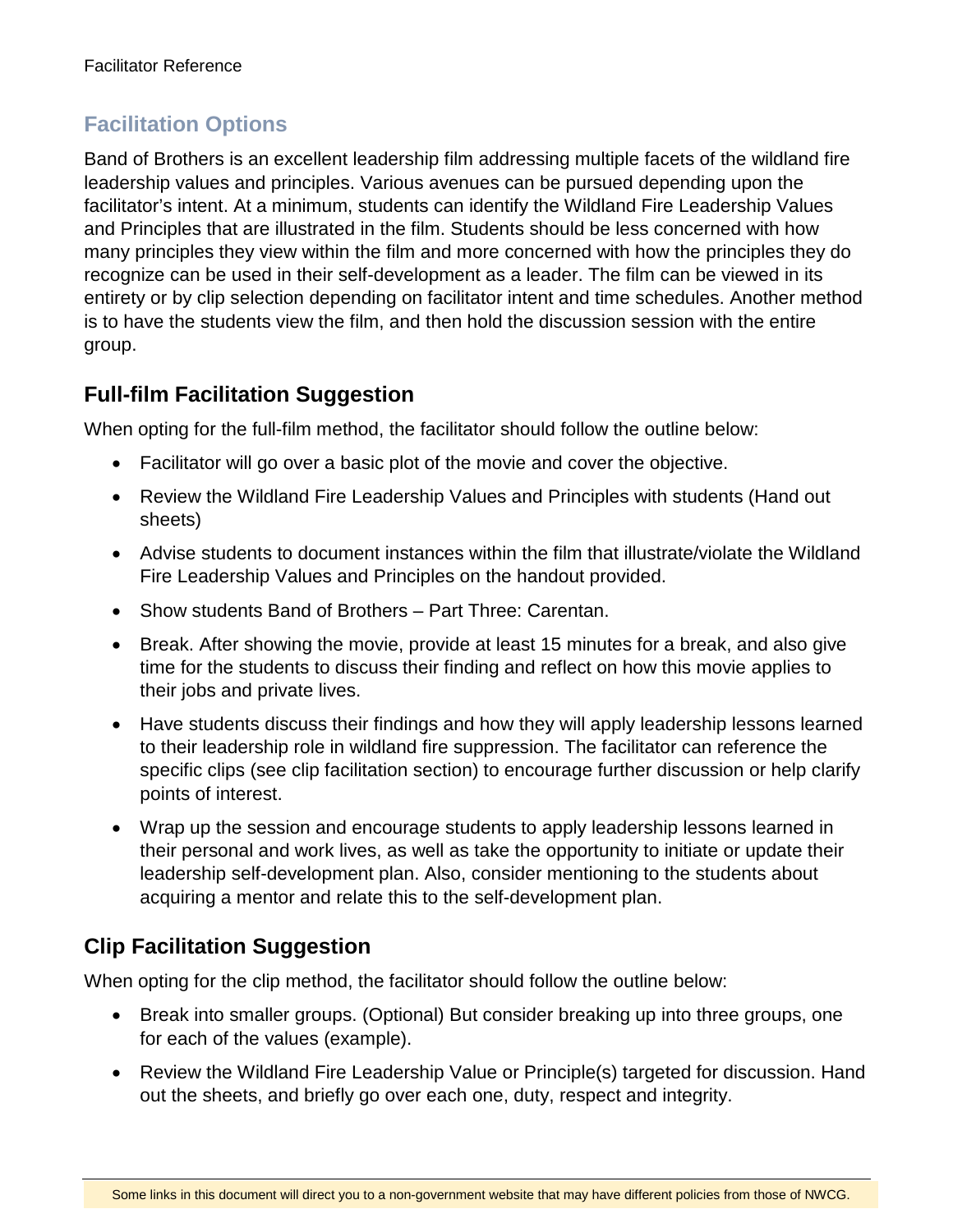## Facilitation Options

Band of Brothers is an excellent leadership film addressing multiple facets of the wildland fire leadership values and principles. Various avenues can be pursued depending upon the facilitator's intent. At a minimum, students can identify the Wildland Fire Leadership Values and Principles that are illustrated in the film. Students should be less concerned with how many principles they view within the film and more concerned with how the principles they do recognize can be used in their self-development as a leader. The film can be viewed in its entirety or by clip selection depending on facilitator intent and time schedules. Another method is to have the students view the film, and then hold the discussion session with the entire group.

### Full-film Facilitation Suggestion

When opting for the full-film method, the facilitator should follow the outline below:

- Facilitator will go over a basic plot of the movie and cover the objective.
- Review the Wildland Fire Leadership Values and Principles with students (Hand out sheets)
- Advise students to document instances within the film that illustrate/violate the Wildland Fire Leadership Values and Principles on the handout provided.
- Show students Band of Brothers – Part Three: Carentan.
- Break. After showing the movie, provide at least 15 minutes for a break, and also give time for the students to discuss their finding and reflect on how this movie applies to their jobs and private lives.
- Have students discuss their findings and how they will apply leadership lessons learned to their leadership role in wildland fire suppression. The facilitator can reference the specific clips (see clip facilitation section) to encourage further discussion or help clarify points of interest.
- Wrap up the session and encourage students to apply leadership lessons learned in their personal and work lives, as well as take the opportunity to initiate or update their leadership self-development plan. Also, consider mentioning to the students about acquiring a mentor and relate this to the self-development plan.

### Clip Facilitation Suggestion

When opting for the clip method, the facilitator should follow the outline below:

- Break into smaller groups. (Optional) But consider breaking up into three groups, one for each of the values (example).
- Review the Wildland Fire Leadership Value or Principle(s) targeted for discussion. Hand out the sheets, and briefly go over each one, duty, respect and integrity.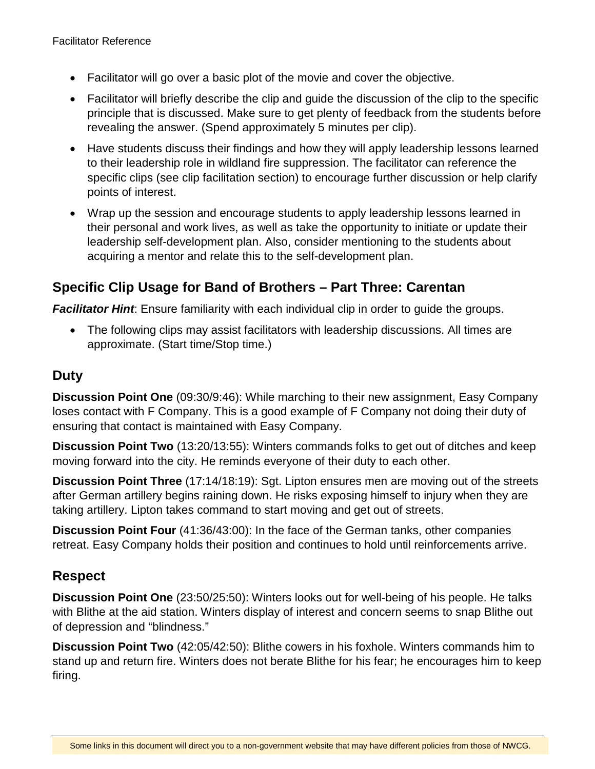- Facilitator will go over a basic plot of the movie and cover the objective.
- Facilitator will briefly describe the clip and guide the discussion of the clip to the specific principle that is discussed. Make sure to get plenty of feedback from the students before revealing the answer. (Spend approximately 5 minutes per clip).
- Have students discuss their findings and how they will apply leadership lessons learned to their leadership role in wildland fire suppression. The facilitator can reference the specific clips (see clip facilitation section) to encourage further discussion or help clarify points of interest.
- Wrap up the session and encourage students to apply leadership lessons learned in their personal and work lives, as well as take the opportunity to initiate or update their leadership self-development plan. Also, consider mentioning to the students about acquiring a mentor and relate this to the self-development plan.

## Specific Clip Usage for Band of Brothers – Part Three: Carentan

***Facilitator Hint***: Ensure familiarity with each individual clip in order to guide the groups.

- The following clips may assist facilitators with leadership discussions. All times are approximate. (Start time/Stop time.)

## Duty

**Discussion Point One** (09:30/9:46): While marching to their new assignment, Easy Company loses contact with F Company. This is a good example of F Company not doing their duty of ensuring that contact is maintained with Easy Company.

**Discussion Point Two** (13:20/13:55): Winters commands folks to get out of ditches and keep moving forward into the city. He reminds everyone of their duty to each other.

**Discussion Point Three** (17:14/18:19): Sgt. Lipton ensures men are moving out of the streets after German artillery begins raining down. He risks exposing himself to injury when they are taking artillery. Lipton takes command to start moving and get out of streets.

**Discussion Point Four** (41:36/43:00): In the face of the German tanks, other companies retreat. Easy Company holds their position and continues to hold until reinforcements arrive.

## Respect

**Discussion Point One** (23:50/25:50): Winters looks out for well-being of his people. He talks with Blithe at the aid station. Winters display of interest and concern seems to snap Blithe out of depression and "blindness."

**Discussion Point Two** (42:05/42:50): Blithe cowers in his foxhole. Winters commands him to stand up and return fire. Winters does not berate Blithe for his fear; he encourages him to keep firing.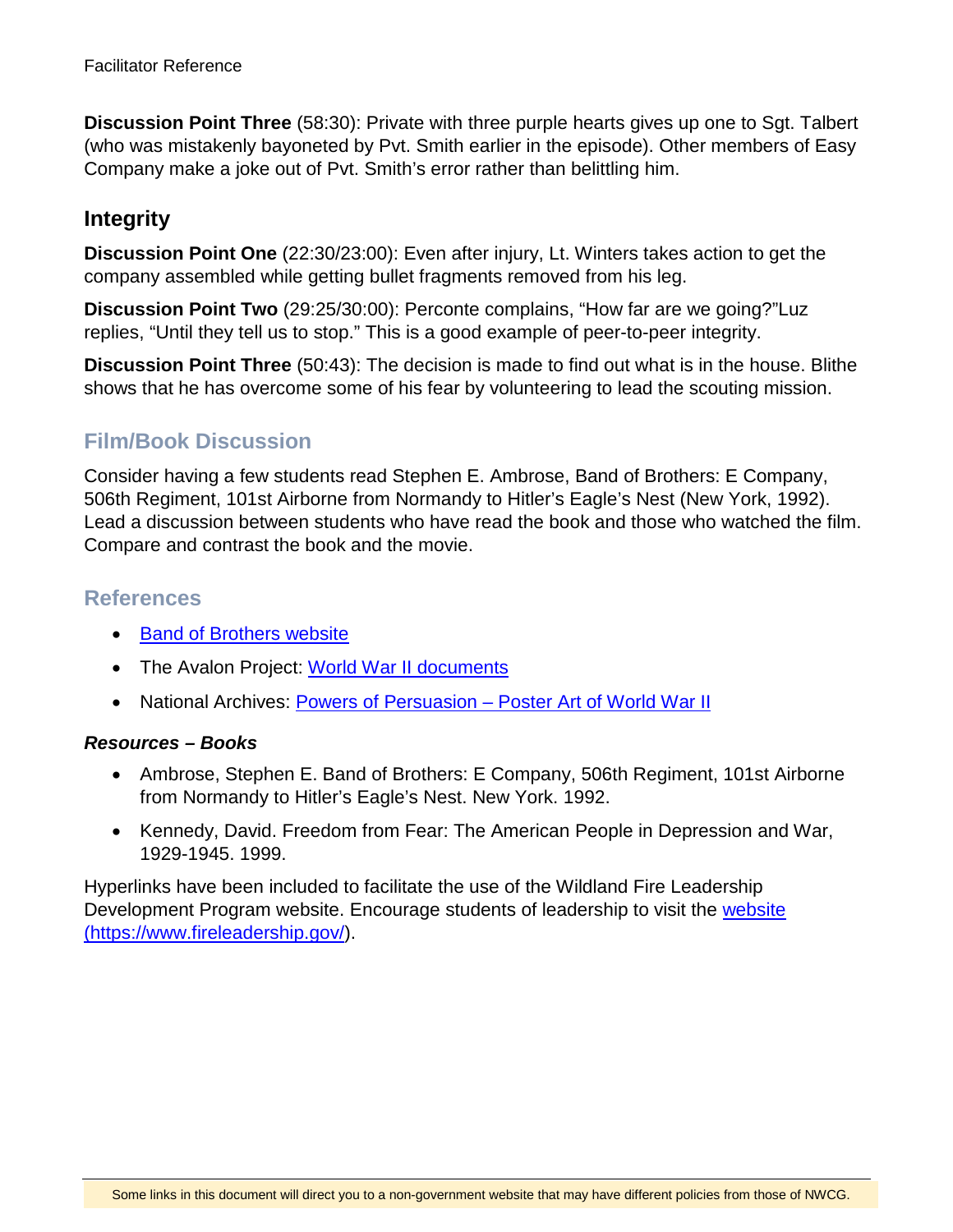**Discussion Point Three** (58:30): Private with three purple hearts gives up one to Sgt. Talbert (who was mistakenly bayoneted by Pvt. Smith earlier in the episode). Other members of Easy Company make a joke out of Pvt. Smith's error rather than belittling him.

## Integrity

**Discussion Point One** (22:30/23:00): Even after injury, Lt. Winters takes action to get the company assembled while getting bullet fragments removed from his leg.

**Discussion Point Two** (29:25/30:00): Perconte complains, "How far are we going?"Luz replies, "Until they tell us to stop." This is a good example of peer-to-peer integrity.

**Discussion Point Three** (50:43): The decision is made to find out what is in the house. Blithe shows that he has overcome some of his fear by volunteering to lead the scouting mission.

## Film/Book Discussion

Consider having a few students read Stephen E. Ambrose, Band of Brothers: E Company, 506th Regiment, 101st Airborne from Normandy to Hitler's Eagle's Nest (New York, 1992). Lead a discussion between students who have read the book and those who watched the film. Compare and contrast the book and the movie.

## References

- Band of Brothers website
- The Avalon Project: World War II documents
- National Archives: Powers of Persuasion – Poster Art of World War II

### *Resources – Books*

- Ambrose, Stephen E. Band of Brothers: E Company, 506th Regiment, 101st Airborne from Normandy to Hitler's Eagle's Nest. New York. 1992.
- Kennedy, David. Freedom from Fear: The American People in Depression and War, 1929-1945. 1999.

Hyperlinks have been included to facilitate the use of the Wildland Fire Leadership Development Program website. Encourage students of leadership to visit the website (https://www.fireleadership.gov/).

Some links in this document will direct you to a non-government website that may have different policies from those of NWCG.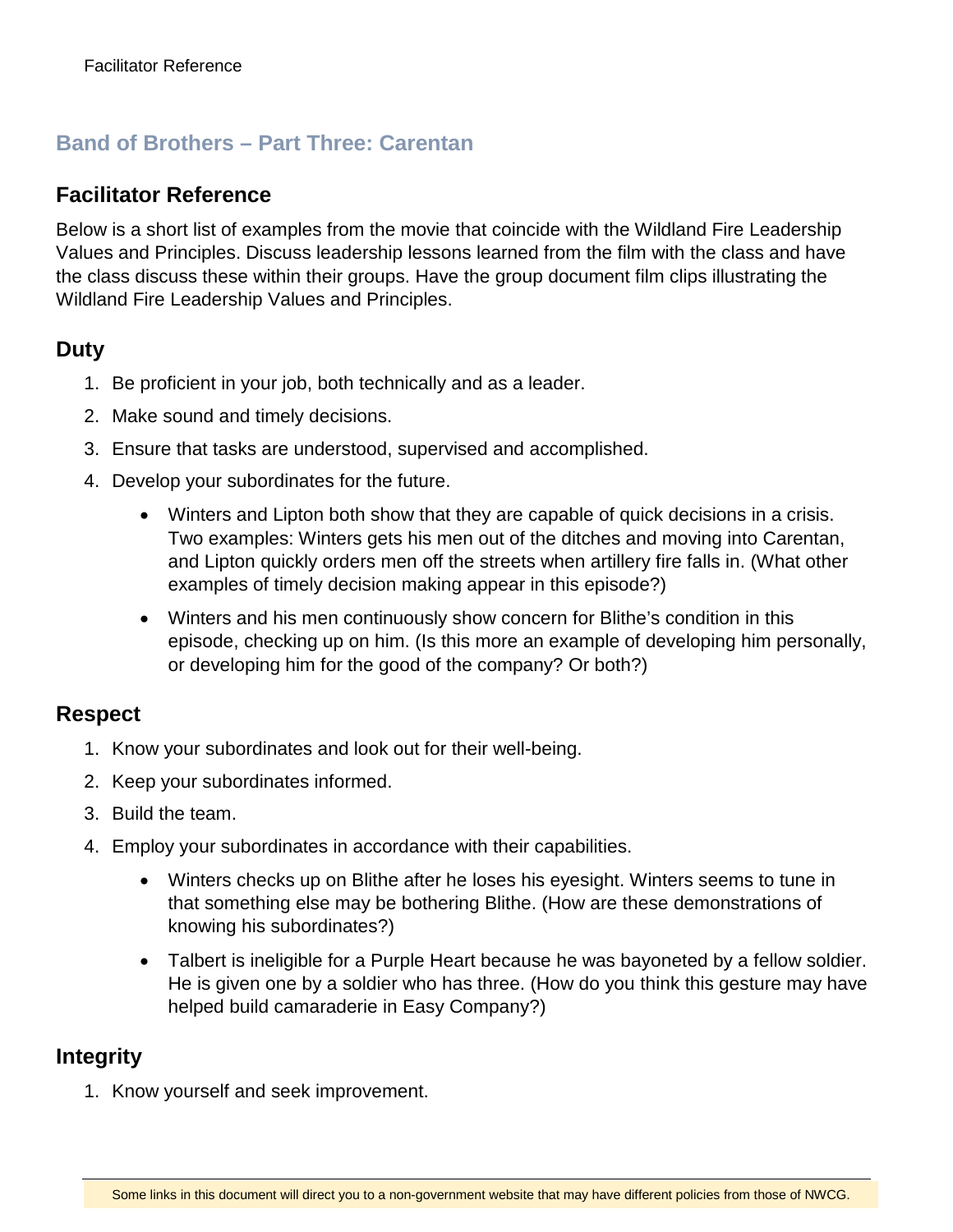## Band of Brothers – Part Three: Carentan

## Facilitator Reference

Below is a short list of examples from the movie that coincide with the Wildland Fire Leadership Values and Principles. Discuss leadership lessons learned from the film with the class and have the class discuss these within their groups. Have the group document film clips illustrating the Wildland Fire Leadership Values and Principles.

### Duty

1. Be proficient in your job, both technically and as a leader.
2. Make sound and timely decisions.
3. Ensure that tasks are understood, supervised and accomplished.
4. Develop your subordinates for the future.
    - Winters and Lipton both show that they are capable of quick decisions in a crisis. Two examples: Winters gets his men out of the ditches and moving into Carentan, and Lipton quickly orders men off the streets when artillery fire falls in. (What other examples of timely decision making appear in this episode?)
    - Winters and his men continuously show concern for Blithe's condition in this episode, checking up on him. (Is this more an example of developing him personally, or developing him for the good of the company? Or both?)

### Respect

1. Know your subordinates and look out for their well-being.
2. Keep your subordinates informed.
3. Build the team.
4. Employ your subordinates in accordance with their capabilities.
    - Winters checks up on Blithe after he loses his eyesight. Winters seems to tune in that something else may be bothering Blithe. (How are these demonstrations of knowing his subordinates?)
    - Talbert is ineligible for a Purple Heart because he was bayoneted by a fellow soldier. He is given one by a soldier who has three. (How do you think this gesture may have helped build camaraderie in Easy Company?)

### Integrity

1. Know yourself and seek improvement.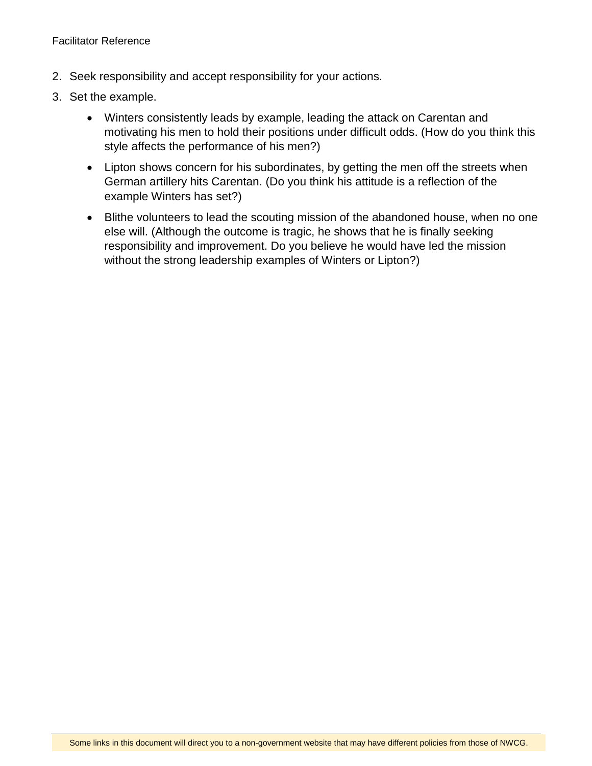2. Seek responsibility and accept responsibility for your actions.
3. Set the example.
   - Winters consistently leads by example, leading the attack on Carentan and motivating his men to hold their positions under difficult odds. (How do you think this style affects the performance of his men?)
   - Lipton shows concern for his subordinates, by getting the men off the streets when German artillery hits Carentan. (Do you think his attitude is a reflection of the example Winters has set?)
   - Blithe volunteers to lead the scouting mission of the abandoned house, when no one else will. (Although the outcome is tragic, he shows that he is finally seeking responsibility and improvement. Do you believe he would have led the mission without the strong leadership examples of Winters or Lipton?)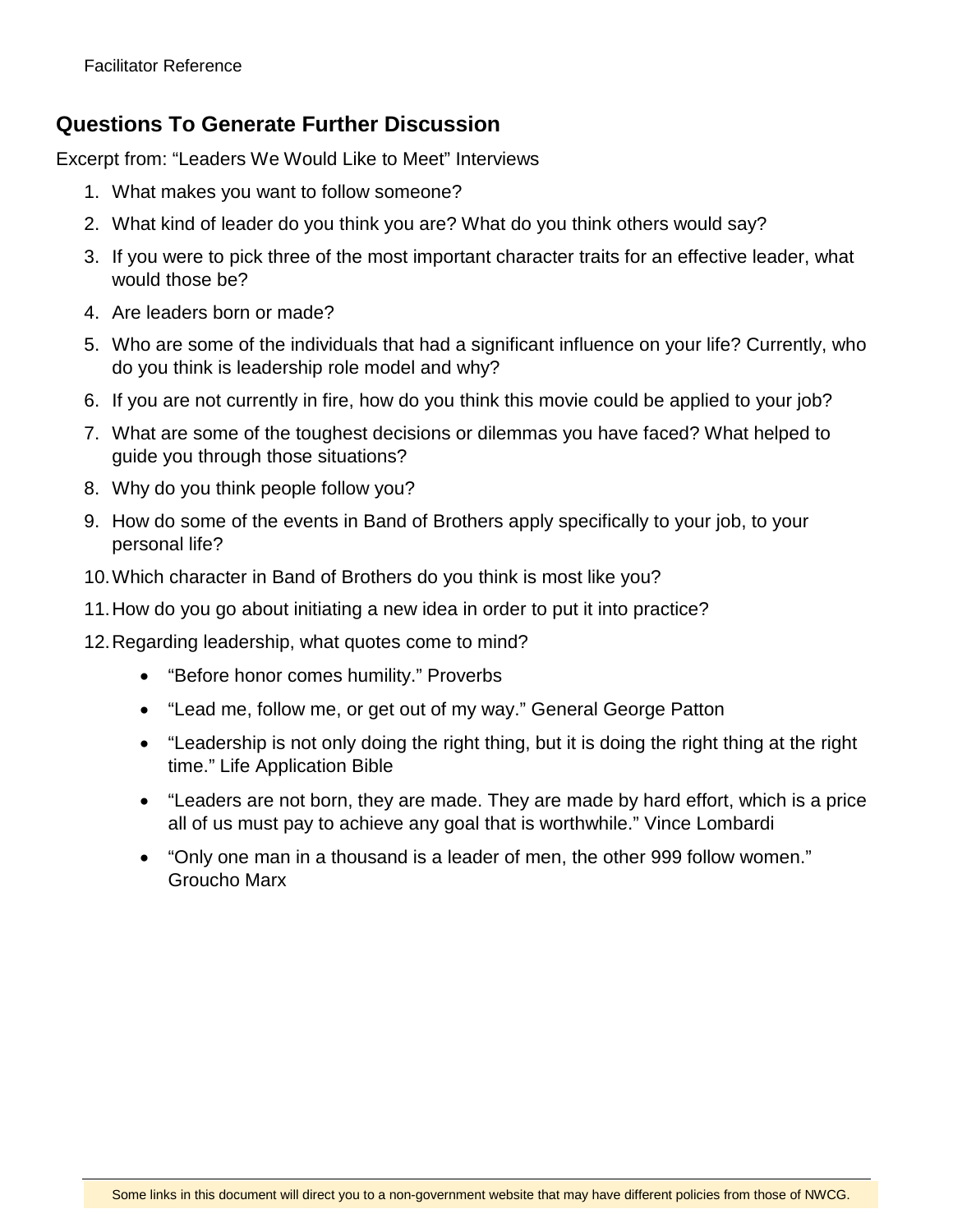Facilitator Reference

## Questions To Generate Further Discussion

Excerpt from: "Leaders We Would Like to Meet" Interviews

1. What makes you want to follow someone?
2. What kind of leader do you think you are? What do you think others would say?
3. If you were to pick three of the most important character traits for an effective leader, what would those be?
4. Are leaders born or made?
5. Who are some of the individuals that had a significant influence on your life? Currently, who do you think is leadership role model and why?
6. If you are not currently in fire, how do you think this movie could be applied to your job?
7. What are some of the toughest decisions or dilemmas you have faced? What helped to guide you through those situations?
8. Why do you think people follow you?
9. How do some of the events in Band of Brothers apply specifically to your job, to your personal life?
10. Which character in Band of Brothers do you think is most like you?
11. How do you go about initiating a new idea in order to put it into practice?
12. Regarding leadership, what quotes come to mind?
    - "Before honor comes humility." Proverbs
    - "Lead me, follow me, or get out of my way." General George Patton
    - "Leadership is not only doing the right thing, but it is doing the right thing at the right time." Life Application Bible
    - "Leaders are not born, they are made. They are made by hard effort, which is a price all of us must pay to achieve any goal that is worthwhile." Vince Lombardi
    - "Only one man in a thousand is a leader of men, the other 999 follow women." Groucho Marx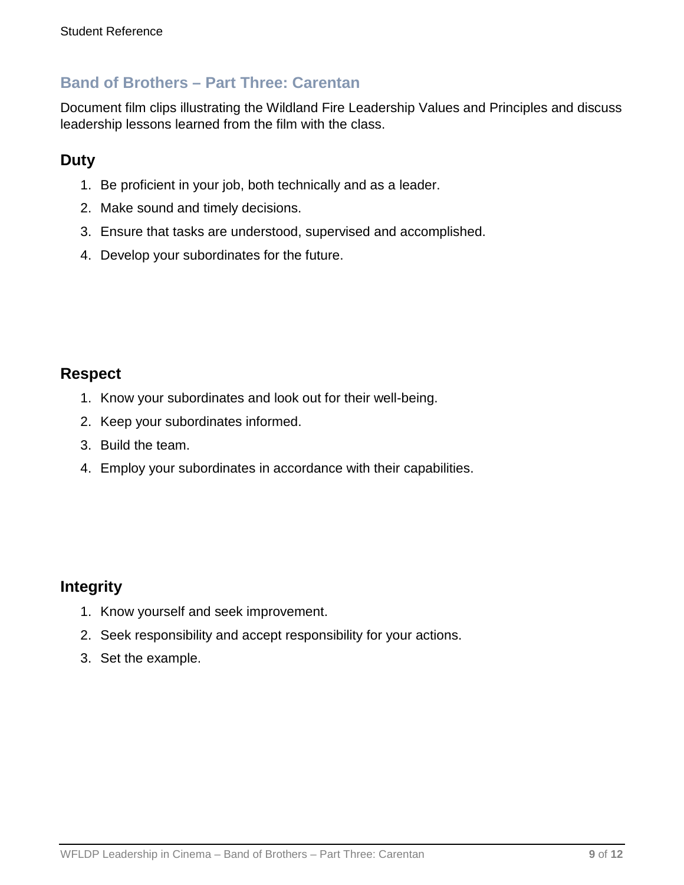## Band of Brothers – Part Three: Carentan

Document film clips illustrating the Wildland Fire Leadership Values and Principles and discuss leadership lessons learned from the film with the class.

### Duty

1. Be proficient in your job, both technically and as a leader.
2. Make sound and timely decisions.
3. Ensure that tasks are understood, supervised and accomplished.
4. Develop your subordinates for the future.

### Respect

1. Know your subordinates and look out for their well-being.
2. Keep your subordinates informed.
3. Build the team.
4. Employ your subordinates in accordance with their capabilities.

### Integrity

1. Know yourself and seek improvement.
2. Seek responsibility and accept responsibility for your actions.
3. Set the example.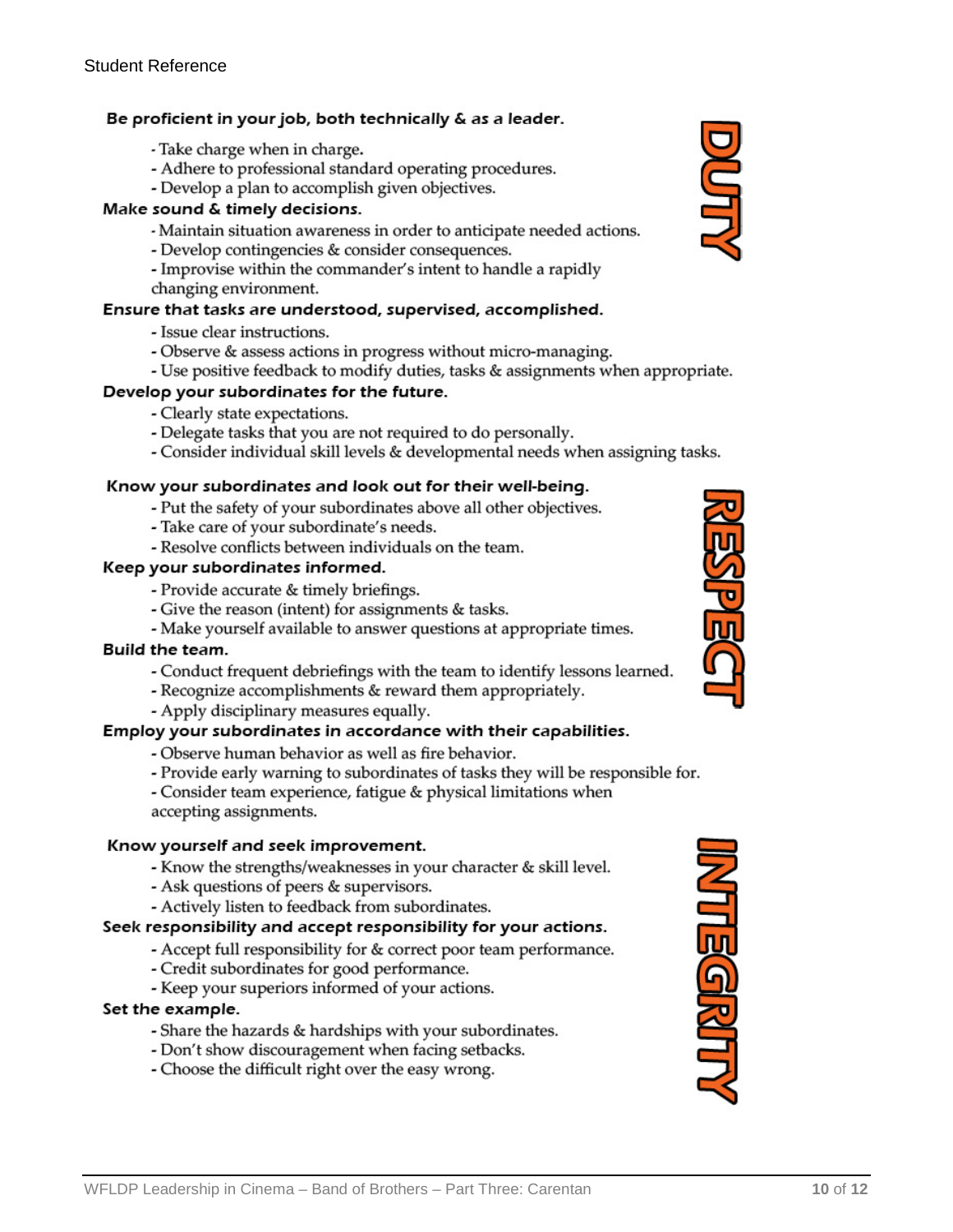Student Reference

## DUTY

**Be proficient in your job, both technically & as a leader.**

- Take charge when in charge.
- Adhere to professional standard operating procedures.
- Develop a plan to accomplish given objectives.

**Make sound & timely decisions.**

- Maintain situation awareness in order to anticipate needed actions.
- Develop contingencies & consider consequences.
- Improvise within the commander's intent to handle a rapidly changing environment.

**Ensure that tasks are understood, supervised, accomplished.**

- Issue clear instructions.
- Observe & assess actions in progress without micro-managing.
- Use positive feedback to modify duties, tasks & assignments when appropriate.

**Develop your subordinates for the future.**

- Clearly state expectations.
- Delegate tasks that you are not required to do personally.
- Consider individual skill levels & developmental needs when assigning tasks.

## RESPECT

**Know your subordinates and look out for their well-being.**

- Put the safety of your subordinates above all other objectives.
- Take care of your subordinate's needs.
- Resolve conflicts between individuals on the team.

**Keep your subordinates informed.**

- Provide accurate & timely briefings.
- Give the reason (intent) for assignments & tasks.
- Make yourself available to answer questions at appropriate times.

**Build the team.**

- Conduct frequent debriefings with the team to identify lessons learned.
- Recognize accomplishments & reward them appropriately.
- Apply disciplinary measures equally.

**Employ your subordinates in accordance with their capabilities.**

- Observe human behavior as well as fire behavior.
- Provide early warning to subordinates of tasks they will be responsible for.
- Consider team experience, fatigue & physical limitations when accepting assignments.

## INTEGRITY

**Know yourself and seek improvement.**

- Know the strengths/weaknesses in your character & skill level.
- Ask questions of peers & supervisors.
- Actively listen to feedback from subordinates.

**Seek responsibility and accept responsibility for your actions.**

- Accept full responsibility for & correct poor team performance.
- Credit subordinates for good performance.
- Keep your superiors informed of your actions.

**Set the example.**

- Share the hazards & hardships with your subordinates.
- Don't show discouragement when facing setbacks.
- Choose the difficult right over the easy wrong.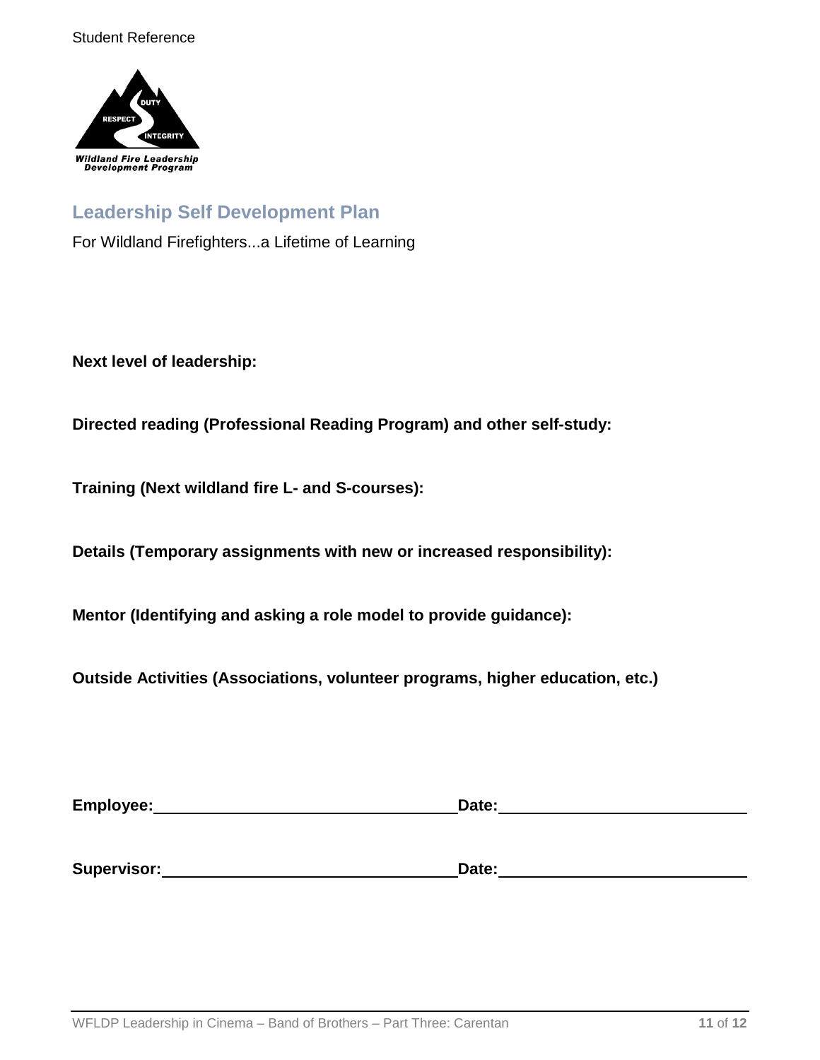Student Reference

## Leadership Self Development Plan

For Wildland Firefighters...a Lifetime of Learning

**Next level of leadership:**

**Directed reading (Professional Reading Program) and other self-study:**

**Training (Next wildland fire L- and S-courses):**

**Details (Temporary assignments with new or increased responsibility):**

**Mentor (Identifying and asking a role model to provide guidance):**

**Outside Activities (Associations, volunteer programs, higher education, etc.)**

**Employee:** \_\_\_\_\_\_\_\_\_\_\_\_\_\_\_\_\_\_\_\_\_\_\_\_\_\_\_\_\_\_ **Date:** \_\_\_\_\_\_\_\_\_\_\_\_\_\_\_\_\_\_\_\_\_\_\_\_\_

**Supervisor:** \_\_\_\_\_\_\_\_\_\_\_\_\_\_\_\_\_\_\_\_\_\_\_\_\_\_\_\_\_ **Date:** \_\_\_\_\_\_\_\_\_\_\_\_\_\_\_\_\_\_\_\_\_\_\_\_\_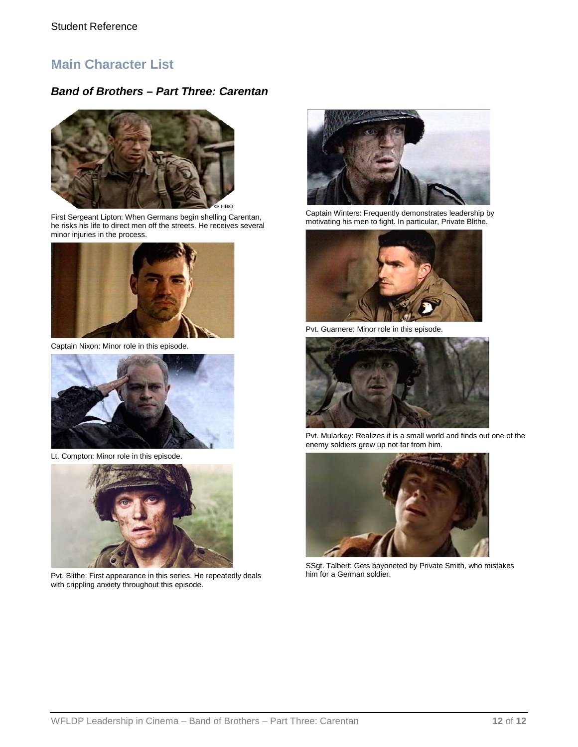Student Reference

## Main Character List

### *Band of Brothers – Part Three: Carentan*

First Sergeant Lipton: When Germans begin shelling Carentan, he risks his life to direct men off the streets. He receives several minor injuries in the process.

Captain Nixon: Minor role in this episode.

Lt. Compton: Minor role in this episode.

Pvt. Blithe: First appearance in this series. He repeatedly deals with crippling anxiety throughout this episode.

Captain Winters: Frequently demonstrates leadership by motivating his men to fight. In particular, Private Blithe.

Pvt. Guarnere: Minor role in this episode.

Pvt. Mularkey: Realizes it is a small world and finds out one of the enemy soldiers grew up not far from him.

SSgt. Talbert: Gets bayoneted by Private Smith, who mistakes him for a German soldier.